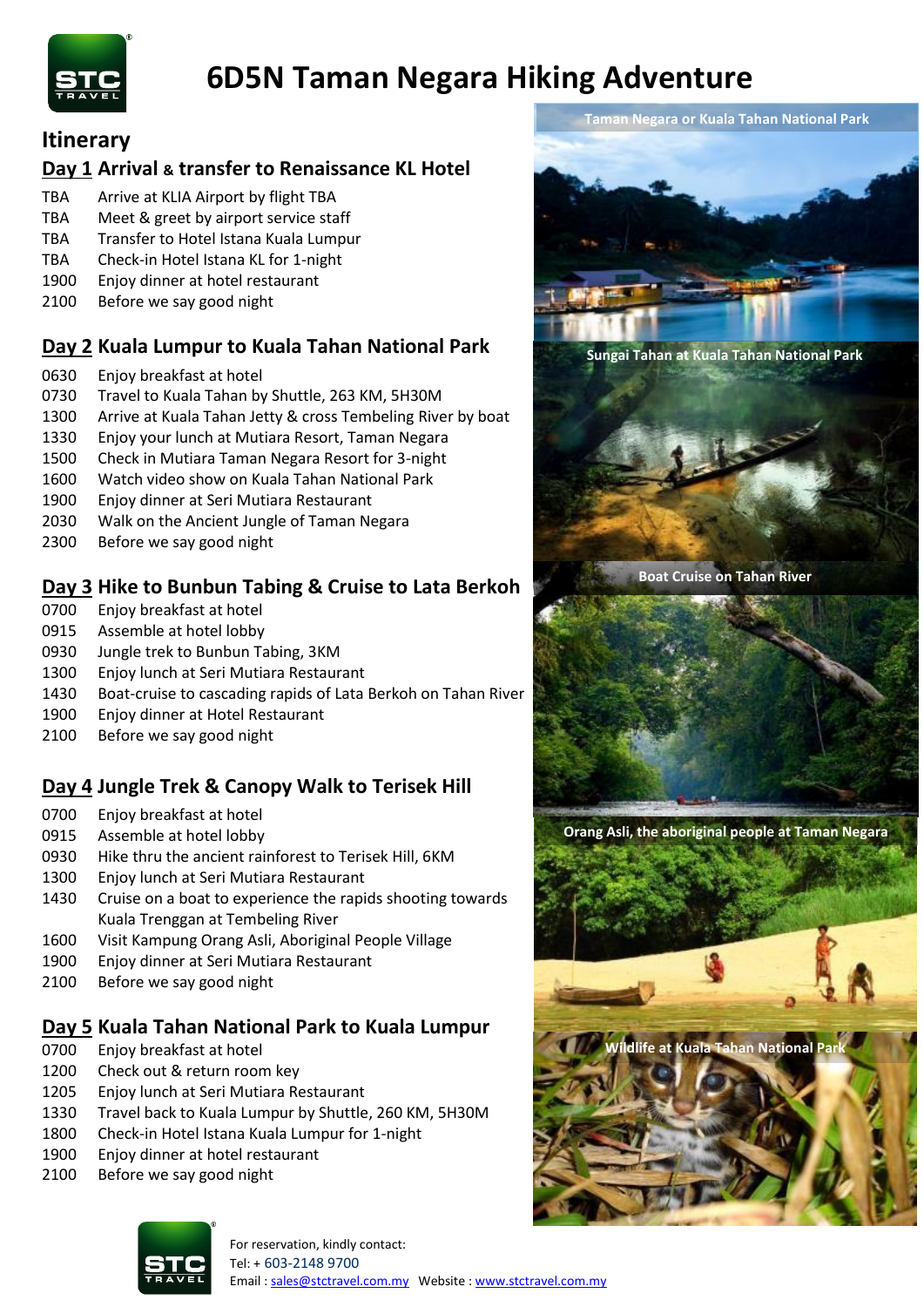# 6D5N Taman Negara Hiking Adventure

## Itinerary

### Day 1 Arrival & transfer to Renaissance KL Hotel

| | |
|---|---|
| TBA | Arrive at KLIA Airport by flight TBA |
| TBA | Meet & greet by airport service staff |
| TBA | Transfer to Hotel Istana Kuala Lumpur |
| TBA | Check-in Hotel Istana KL for 1-night |
| 1900 | Enjoy dinner at hotel restaurant |
| 2100 | Before we say good night |

### Day 2 Kuala Lumpur to Kuala Tahan National Park

| | |
|---|---|
| 0630 | Enjoy breakfast at hotel |
| 0730 | Travel to Kuala Tahan by Shuttle, 263 KM, 5H30M |
| 1300 | Arrive at Kuala Tahan Jetty & cross Tembeling River by boat |
| 1330 | Enjoy your lunch at Mutiara Resort, Taman Negara |
| 1500 | Check in Mutiara Taman Negara Resort for 3-night |
| 1600 | Watch video show on Kuala Tahan National Park |
| 1900 | Enjoy dinner at Seri Mutiara Restaurant |
| 2030 | Walk on the Ancient Jungle of Taman Negara |
| 2300 | Before we say good night |

### Day 3 Hike to Bunbun Tabing & Cruise to Lata Berkoh

| | |
|---|---|
| 0700 | Enjoy breakfast at hotel |
| 0915 | Assemble at hotel lobby |
| 0930 | Jungle trek to Bunbun Tabing, 3KM |
| 1300 | Enjoy lunch at Seri Mutiara Restaurant |
| 1430 | Boat-cruise to cascading rapids of Lata Berkoh on Tahan River |
| 1900 | Enjoy dinner at Hotel Restaurant |
| 2100 | Before we say good night |

### Day 4 Jungle Trek & Canopy Walk to Terisek Hill

| | |
|---|---|
| 0700 | Enjoy breakfast at hotel |
| 0915 | Assemble at hotel lobby |
| 0930 | Hike thru the ancient rainforest to Terisek Hill, 6KM |
| 1300 | Enjoy lunch at Seri Mutiara Restaurant |
| 1430 | Cruise on a boat to experience the rapids shooting towards Kuala Trenggan at Tembeling River |
| 1600 | Visit Kampung Orang Asli, Aboriginal People Village |
| 1900 | Enjoy dinner at Seri Mutiara Restaurant |
| 2100 | Before we say good night |

### Day 5 Kuala Tahan National Park to Kuala Lumpur

| | |
|---|---|
| 0700 | Enjoy breakfast at hotel |
| 1200 | Check out & return room key |
| 1205 | Enjoy lunch at Seri Mutiara Restaurant |
| 1330 | Travel back to Kuala Lumpur by Shuttle, 260 KM, 5H30M |
| 1800 | Check-in Hotel Istana Kuala Lumpur for 1-night |
| 1900 | Enjoy dinner at hotel restaurant |
| 2100 | Before we say good night |

Taman Negara or Kuala Tahan National Park

Sungai Tahan at Kuala Tahan National Park

Boat Cruise on Tahan River

Orang Asli, the aboriginal people at Taman Negara

Wildlife at Kuala Tahan National Park

For reservation, kindly contact:
Tel: + 603-2148 9700
Email : sales@stctravel.com.my Website : www.stctravel.com.my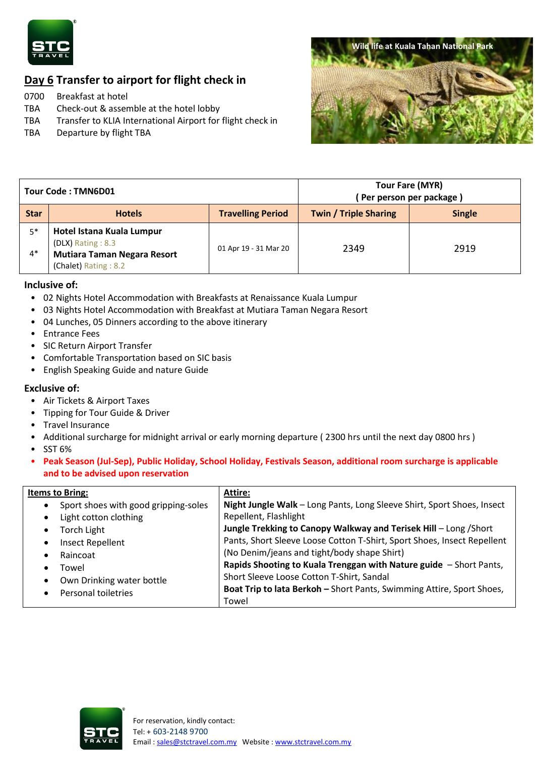## Day 6 Transfer to airport for flight check in

0700 Breakfast at hotel
TBA Check-out & assemble at the hotel lobby
TBA Transfer to KLIA International Airport for flight check in
TBA Departure by flight TBA

Wild life at Kuala Tahan National Park

| Tour Code : TMN6D01 | | | Tour Fare (MYR) ( Per person per package ) | |
|---|---|---|---|---|
| **Star** | **Hotels** | **Travelling Period** | **Twin / Triple Sharing** | **Single** |
| 5* 4* | **Hotel Istana Kuala Lumpur** (DLX) Rating : 8.3 **Mutiara Taman Negara Resort** (Chalet) Rating : 8.2 | 01 Apr 19 - 31 Mar 20 | 2349 | 2919 |

**Inclusive of:**

- 02 Nights Hotel Accommodation with Breakfasts at Renaissance Kuala Lumpur
- 03 Nights Hotel Accommodation with Breakfast at Mutiara Taman Negara Resort
- 04 Lunches, 05 Dinners according to the above itinerary
- Entrance Fees
- SIC Return Airport Transfer
- Comfortable Transportation based on SIC basis
- English Speaking Guide and nature Guide

**Exclusive of:**

- Air Tickets & Airport Taxes
- Tipping for Tour Guide & Driver
- Travel Insurance
- Additional surcharge for midnight arrival or early morning departure ( 2300 hrs until the next day 0800 hrs )
- SST 6%
- **Peak Season (Jul-Sep), Public Holiday, School Holiday, Festivals Season, additional room surcharge is applicable and to be advised upon reservation**

| **Items to Bring:** | **Attire:** |
|---|---|
| • Sport shoes with good gripping-soles<br>• Light cotton clothing<br>• Torch Light<br>• Insect Repellent<br>• Raincoat<br>• Towel<br>• Own Drinking water bottle<br>• Personal toiletries | **Night Jungle Walk** – Long Pants, Long Sleeve Shirt, Sport Shoes, Insect Repellent, Flashlight<br>**Jungle Trekking to Canopy Walkway and Terisek Hill** – Long /Short Pants, Short Sleeve Loose Cotton T-Shirt, Sport Shoes, Insect Repellent (No Denim/jeans and tight/body shape Shirt)<br>**Rapids Shooting to Kuala Trenggan with Nature guide** – Short Pants, Short Sleeve Loose Cotton T-Shirt, Sandal<br>**Boat Trip to lata Berkoh –** Short Pants, Swimming Attire, Sport Shoes, Towel |

For reservation, kindly contact:
Tel: + 603-2148 9700
Email : sales@stctravel.com.my Website : www.stctravel.com.my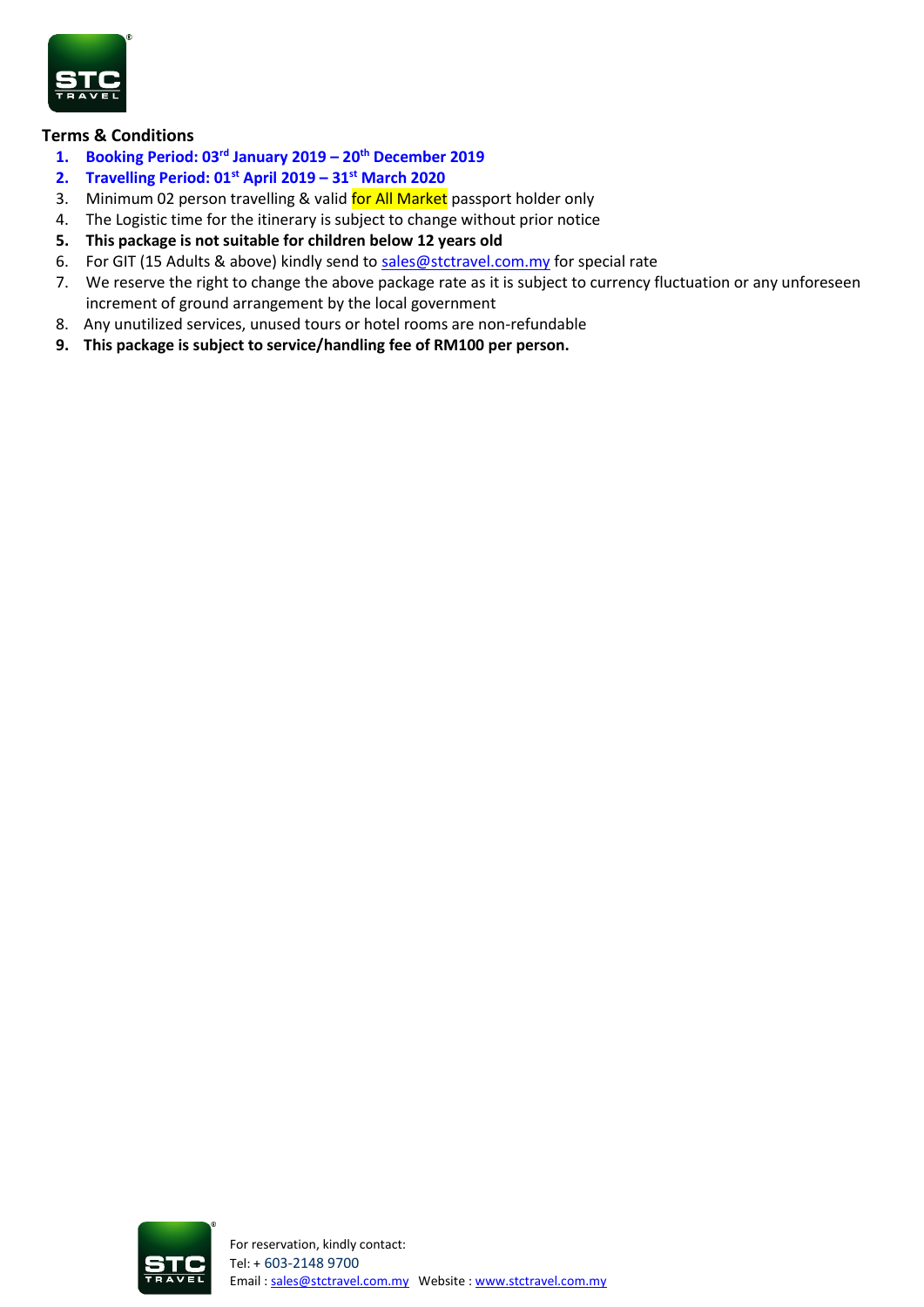**Terms & Conditions**

1. **Booking Period: 03rd January 2019 – 20th December 2019**
2. **Travelling Period: 01st April 2019 – 31st March 2020**
3. Minimum 02 person travelling & valid for All Market passport holder only
4. The Logistic time for the itinerary is subject to change without prior notice
5. **This package is not suitable for children below 12 years old**
6. For GIT (15 Adults & above) kindly send to sales@stctravel.com.my for special rate
7. We reserve the right to change the above package rate as it is subject to currency fluctuation or any unforeseen increment of ground arrangement by the local government
8. Any unutilized services, unused tours or hotel rooms are non-refundable
9. **This package is subject to service/handling fee of RM100 per person.**

For reservation, kindly contact:
Tel: + 603-2148 9700
Email : sales@stctravel.com.my Website : www.stctravel.com.my